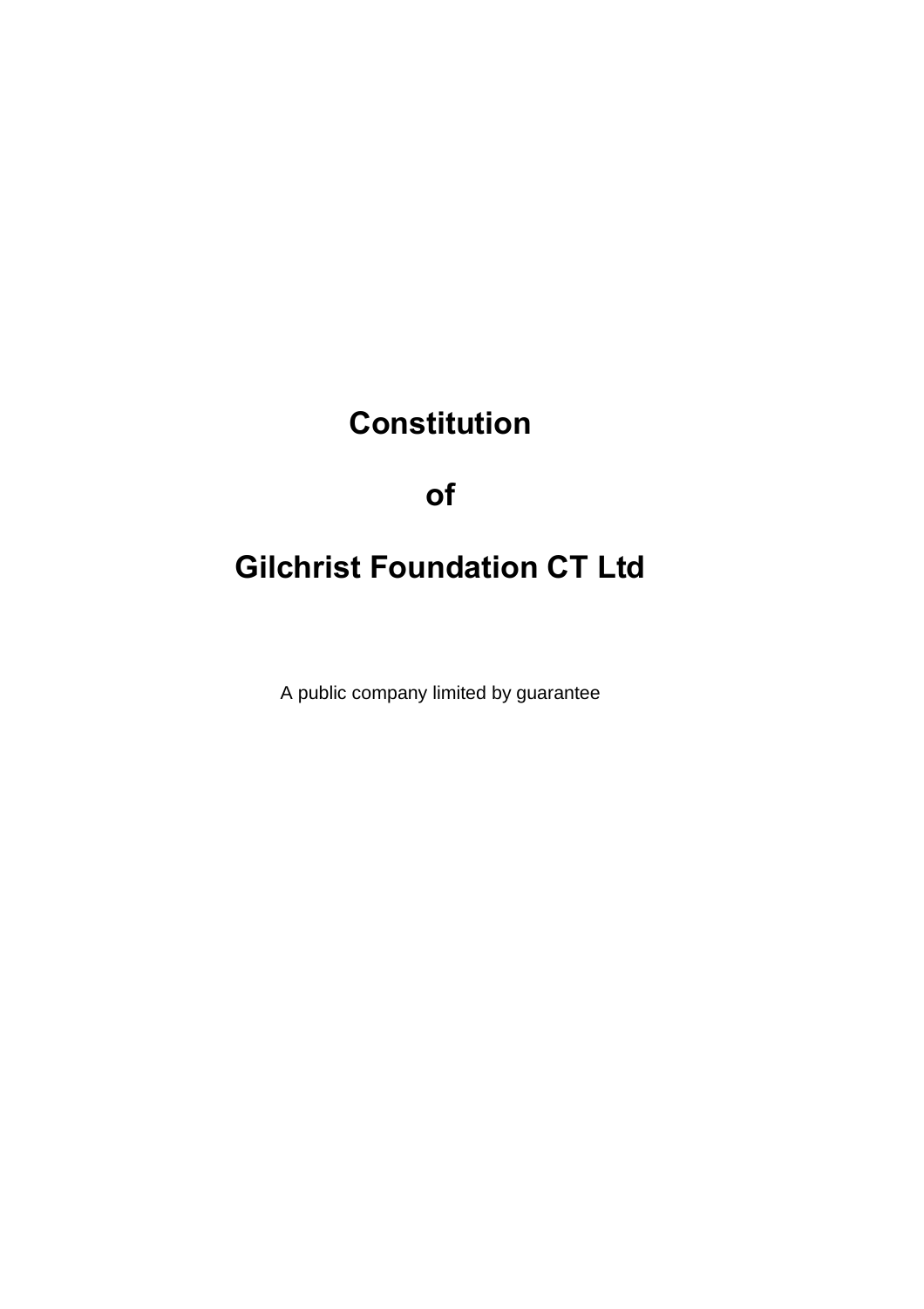# Constitution

# of

# Gilchrist Foundation CT Ltd

A public company limited by guarantee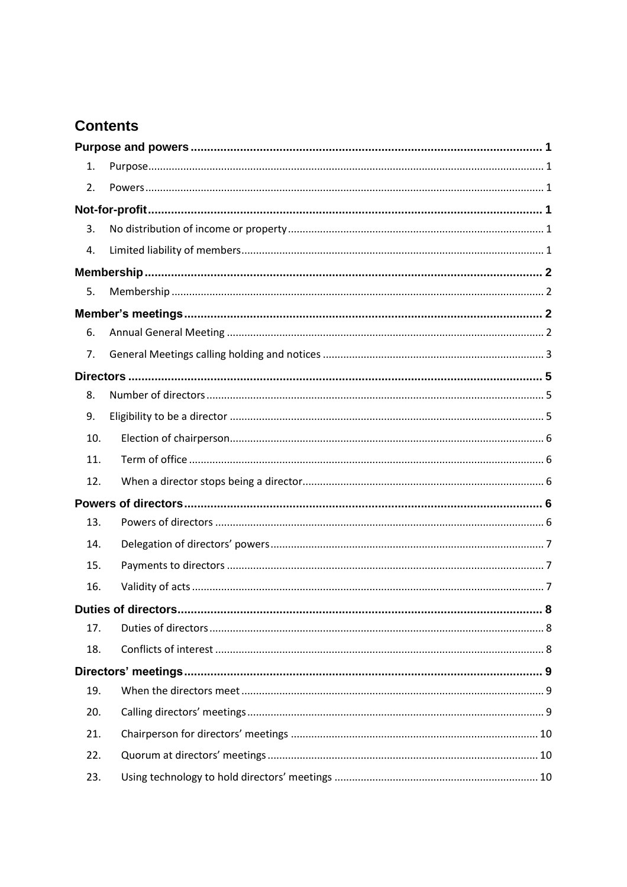## Contents

**Purpose and powers** ..... 1

1. Purpose ..... 1
2. Powers ..... 1

**Not-for-profit** ..... 1

3. No distribution of income or property ..... 1
4. Limited liability of members ..... 1

**Membership** ..... 2

5. Membership ..... 2

**Member's meetings** ..... 2

6. Annual General Meeting ..... 2
7. General Meetings calling holding and notices ..... 3

**Directors** ..... 5

8. Number of directors ..... 5
9. Eligibility to be a director ..... 5
10. Election of chairperson ..... 6
11. Term of office ..... 6
12. When a director stops being a director ..... 6

**Powers of directors** ..... 6

13. Powers of directors ..... 6
14. Delegation of directors' powers ..... 7
15. Payments to directors ..... 7
16. Validity of acts ..... 7

**Duties of directors** ..... 8

17. Duties of directors ..... 8
18. Conflicts of interest ..... 8

**Directors' meetings** ..... 9

19. When the directors meet ..... 9
20. Calling directors' meetings ..... 9
21. Chairperson for directors' meetings ..... 10
22. Quorum at directors' meetings ..... 10
23. Using technology to hold directors' meetings ..... 10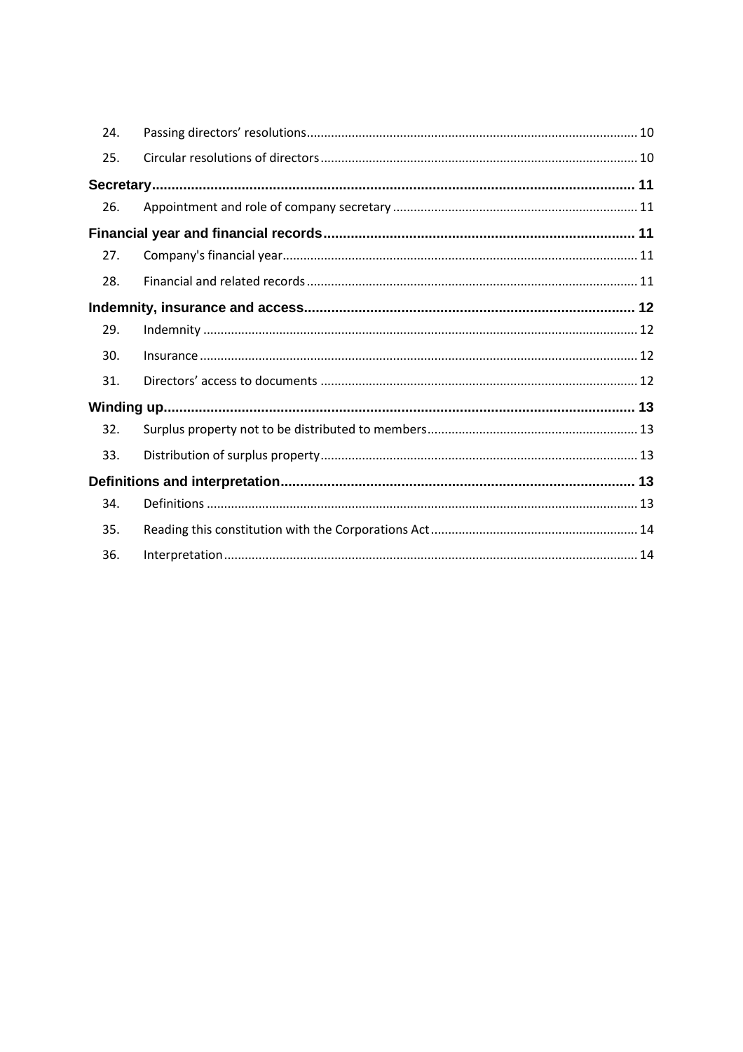| | | |
|---|---|---|
| 24. | Passing directors' resolutions | 10 |
| 25. | Circular resolutions of directors | 10 |
| **Secretary** | | **11** |
| 26. | Appointment and role of company secretary | 11 |
| **Financial year and financial records** | | **11** |
| 27. | Company's financial year | 11 |
| 28. | Financial and related records | 11 |
| **Indemnity, insurance and access** | | **12** |
| 29. | Indemnity | 12 |
| 30. | Insurance | 12 |
| 31. | Directors' access to documents | 12 |
| **Winding up** | | **13** |
| 32. | Surplus property not to be distributed to members | 13 |
| 33. | Distribution of surplus property | 13 |
| **Definitions and interpretation** | | **13** |
| 34. | Definitions | 13 |
| 35. | Reading this constitution with the Corporations Act | 14 |
| 36. | Interpretation | 14 |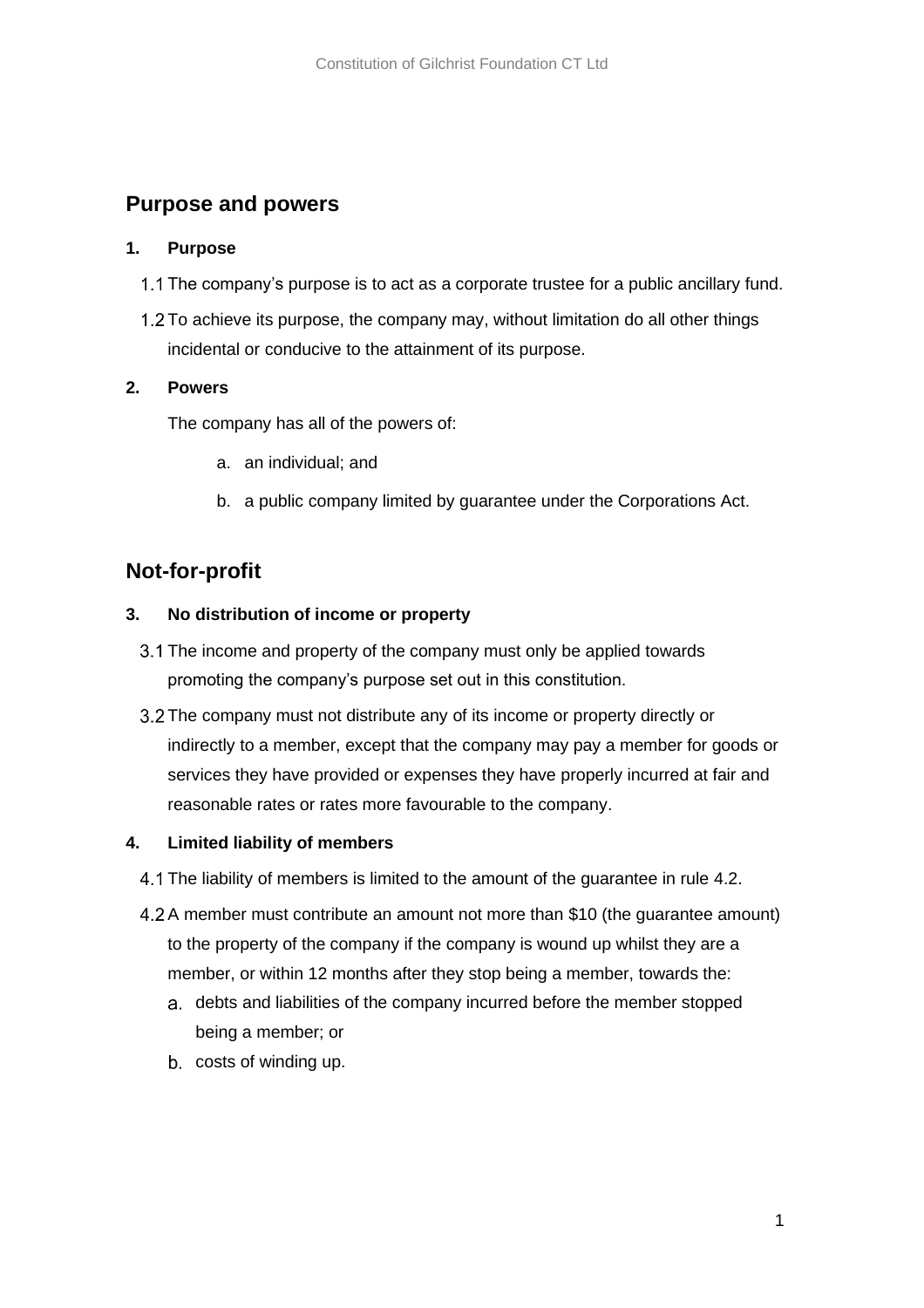## Purpose and powers

### 1. Purpose

1.1 The company's purpose is to act as a corporate trustee for a public ancillary fund.

1.2 To achieve its purpose, the company may, without limitation do all other things incidental or conducive to the attainment of its purpose.

### 2. Powers

The company has all of the powers of:

a. an individual; and

b. a public company limited by guarantee under the Corporations Act.

## Not-for-profit

### 3. No distribution of income or property

3.1 The income and property of the company must only be applied towards promoting the company's purpose set out in this constitution.

3.2 The company must not distribute any of its income or property directly or indirectly to a member, except that the company may pay a member for goods or services they have provided or expenses they have properly incurred at fair and reasonable rates or rates more favourable to the company.

### 4. Limited liability of members

4.1 The liability of members is limited to the amount of the guarantee in rule 4.2.

4.2 A member must contribute an amount not more than $10 (the guarantee amount) to the property of the company if the company is wound up whilst they are a member, or within 12 months after they stop being a member, towards the:

a. debts and liabilities of the company incurred before the member stopped being a member; or

b. costs of winding up.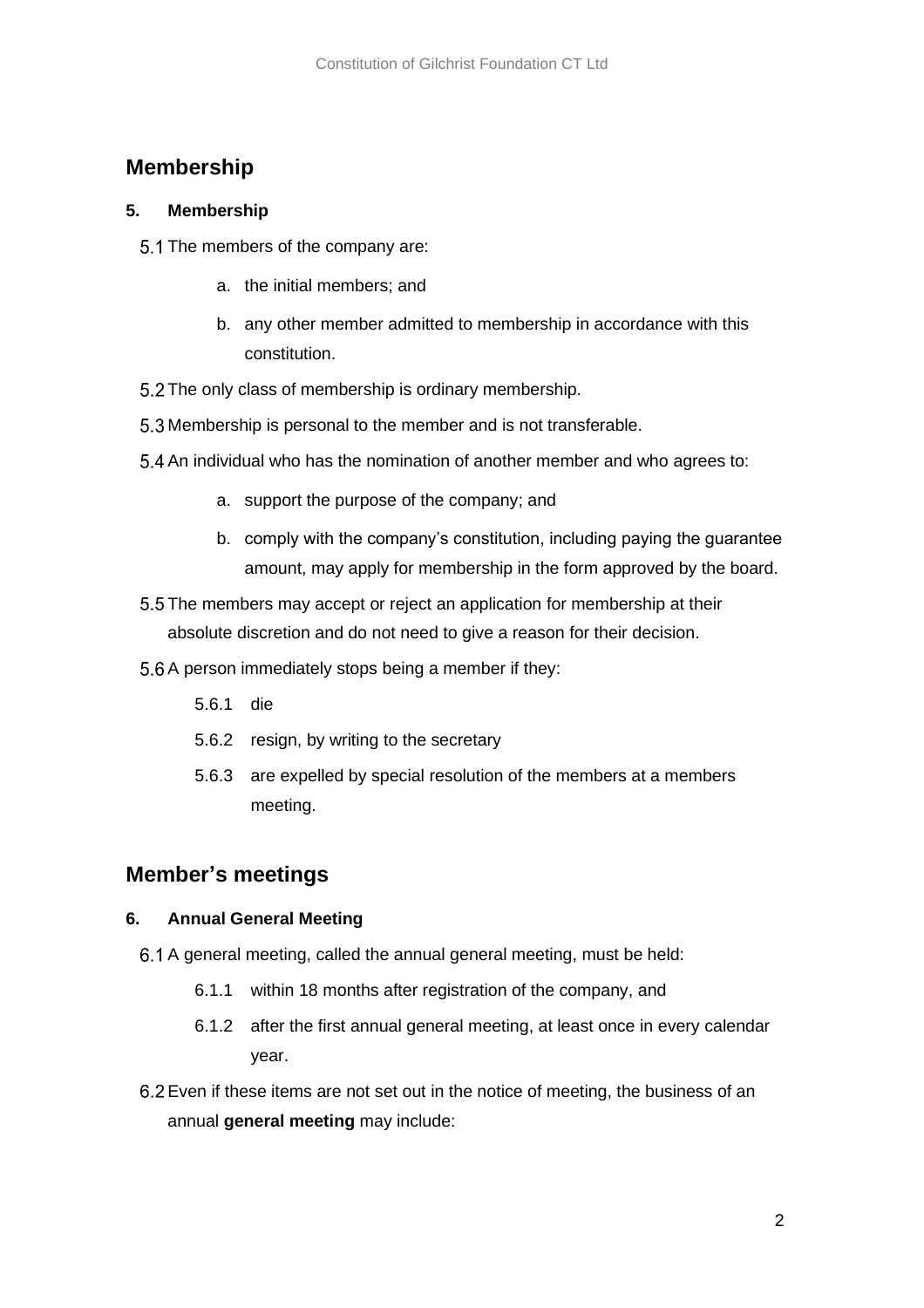## Membership

**5. Membership**

5.1 The members of the company are:

a. the initial members; and

b. any other member admitted to membership in accordance with this constitution.

5.2 The only class of membership is ordinary membership.

5.3 Membership is personal to the member and is not transferable.

5.4 An individual who has the nomination of another member and who agrees to:

a. support the purpose of the company; and

b. comply with the company's constitution, including paying the guarantee amount, may apply for membership in the form approved by the board.

5.5 The members may accept or reject an application for membership at their absolute discretion and do not need to give a reason for their decision.

5.6 A person immediately stops being a member if they:

5.6.1 die

5.6.2 resign, by writing to the secretary

5.6.3 are expelled by special resolution of the members at a members meeting.

## Member's meetings

**6. Annual General Meeting**

6.1 A general meeting, called the annual general meeting, must be held:

6.1.1 within 18 months after registration of the company, and

6.1.2 after the first annual general meeting, at least once in every calendar year.

6.2 Even if these items are not set out in the notice of meeting, the business of an annual **general meeting** may include: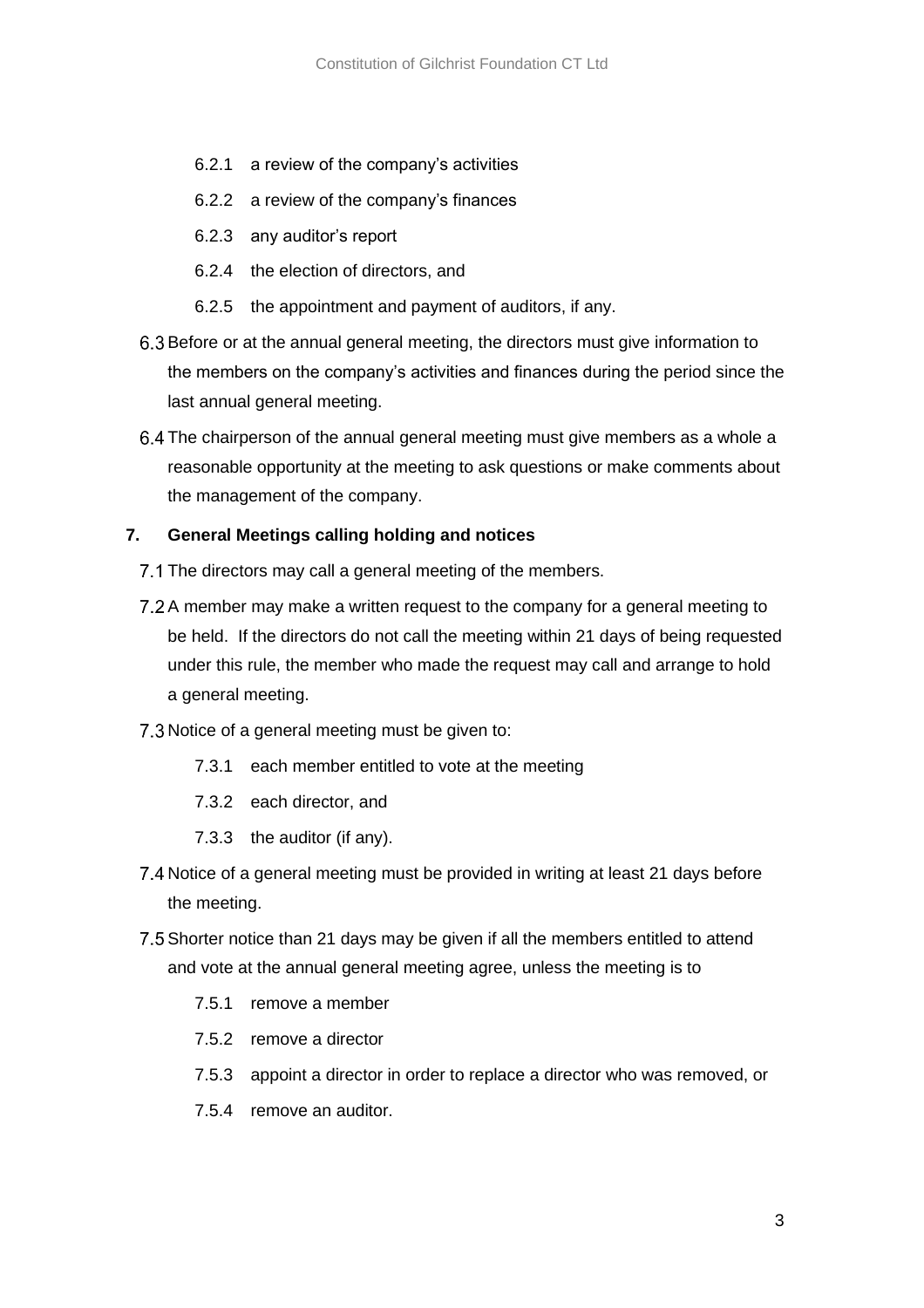6.2.1 a review of the company's activities

6.2.2 a review of the company's finances

6.2.3 any auditor's report

6.2.4 the election of directors, and

6.2.5 the appointment and payment of auditors, if any.

6.3 Before or at the annual general meeting, the directors must give information to the members on the company's activities and finances during the period since the last annual general meeting.

6.4 The chairperson of the annual general meeting must give members as a whole a reasonable opportunity at the meeting to ask questions or make comments about the management of the company.

**7. General Meetings calling holding and notices**

7.1 The directors may call a general meeting of the members.

7.2 A member may make a written request to the company for a general meeting to be held. If the directors do not call the meeting within 21 days of being requested under this rule, the member who made the request may call and arrange to hold a general meeting.

7.3 Notice of a general meeting must be given to:

7.3.1 each member entitled to vote at the meeting

7.3.2 each director, and

7.3.3 the auditor (if any).

7.4 Notice of a general meeting must be provided in writing at least 21 days before the meeting.

7.5 Shorter notice than 21 days may be given if all the members entitled to attend and vote at the annual general meeting agree, unless the meeting is to

7.5.1 remove a member

7.5.2 remove a director

7.5.3 appoint a director in order to replace a director who was removed, or

7.5.4 remove an auditor.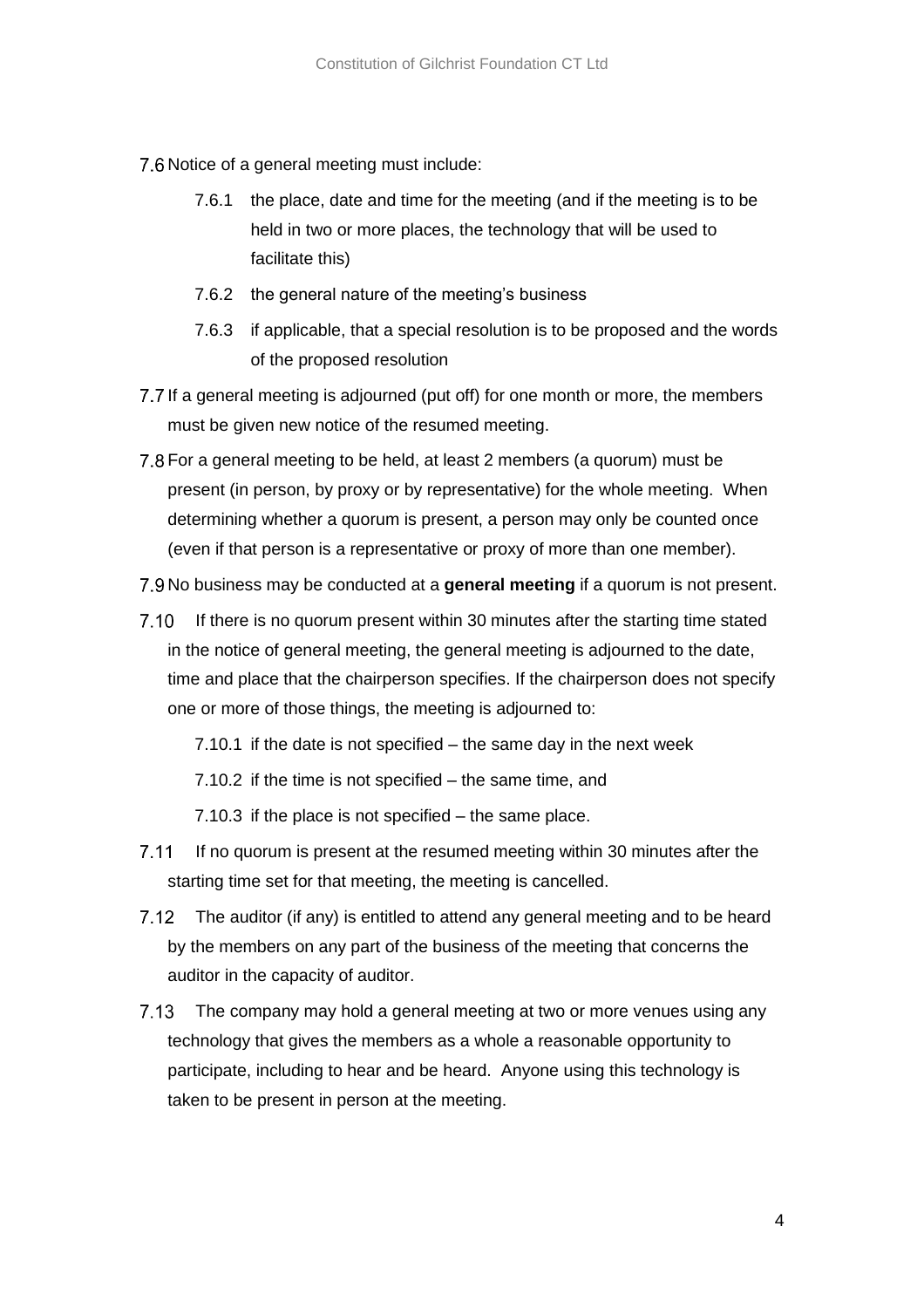7.6 Notice of a general meeting must include:

7.6.1 the place, date and time for the meeting (and if the meeting is to be held in two or more places, the technology that will be used to facilitate this)

7.6.2 the general nature of the meeting's business

7.6.3 if applicable, that a special resolution is to be proposed and the words of the proposed resolution

7.7 If a general meeting is adjourned (put off) for one month or more, the members must be given new notice of the resumed meeting.

7.8 For a general meeting to be held, at least 2 members (a quorum) must be present (in person, by proxy or by representative) for the whole meeting. When determining whether a quorum is present, a person may only be counted once (even if that person is a representative or proxy of more than one member).

7.9 No business may be conducted at a **general meeting** if a quorum is not present.

7.10 If there is no quorum present within 30 minutes after the starting time stated in the notice of general meeting, the general meeting is adjourned to the date, time and place that the chairperson specifies. If the chairperson does not specify one or more of those things, the meeting is adjourned to:

7.10.1 if the date is not specified – the same day in the next week

7.10.2 if the time is not specified – the same time, and

7.10.3 if the place is not specified – the same place.

7.11 If no quorum is present at the resumed meeting within 30 minutes after the starting time set for that meeting, the meeting is cancelled.

7.12 The auditor (if any) is entitled to attend any general meeting and to be heard by the members on any part of the business of the meeting that concerns the auditor in the capacity of auditor.

7.13 The company may hold a general meeting at two or more venues using any technology that gives the members as a whole a reasonable opportunity to participate, including to hear and be heard. Anyone using this technology is taken to be present in person at the meeting.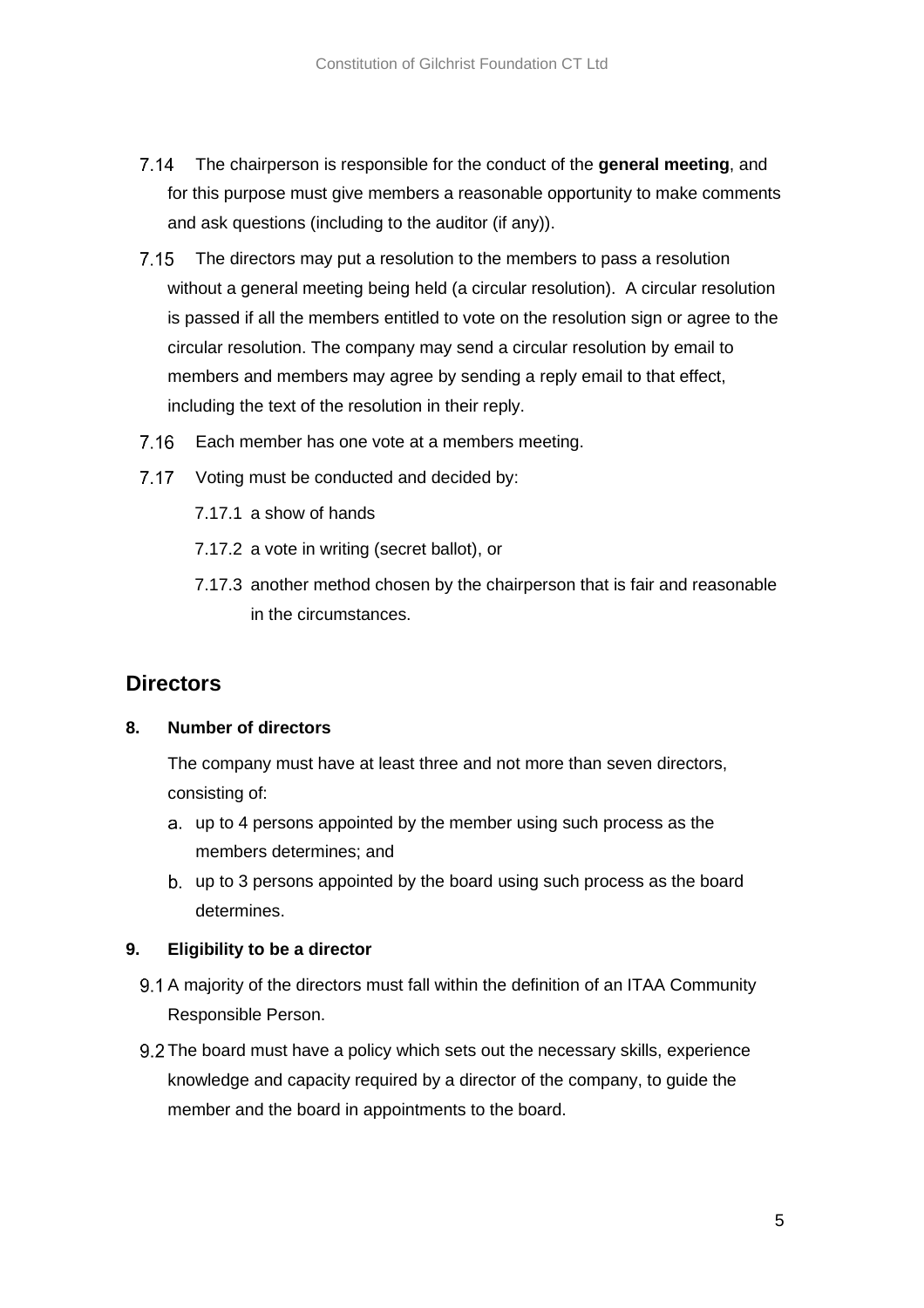7.14 The chairperson is responsible for the conduct of the **general meeting**, and for this purpose must give members a reasonable opportunity to make comments and ask questions (including to the auditor (if any)).

7.15 The directors may put a resolution to the members to pass a resolution without a general meeting being held (a circular resolution). A circular resolution is passed if all the members entitled to vote on the resolution sign or agree to the circular resolution. The company may send a circular resolution by email to members and members may agree by sending a reply email to that effect, including the text of the resolution in their reply.

7.16 Each member has one vote at a members meeting.

7.17 Voting must be conducted and decided by:

7.17.1 a show of hands

7.17.2 a vote in writing (secret ballot), or

7.17.3 another method chosen by the chairperson that is fair and reasonable in the circumstances.

## Directors

### 8. Number of directors

The company must have at least three and not more than seven directors, consisting of:

a. up to 4 persons appointed by the member using such process as the members determines; and

b. up to 3 persons appointed by the board using such process as the board determines.

### 9. Eligibility to be a director

9.1 A majority of the directors must fall within the definition of an ITAA Community Responsible Person.

9.2 The board must have a policy which sets out the necessary skills, experience knowledge and capacity required by a director of the company, to guide the member and the board in appointments to the board.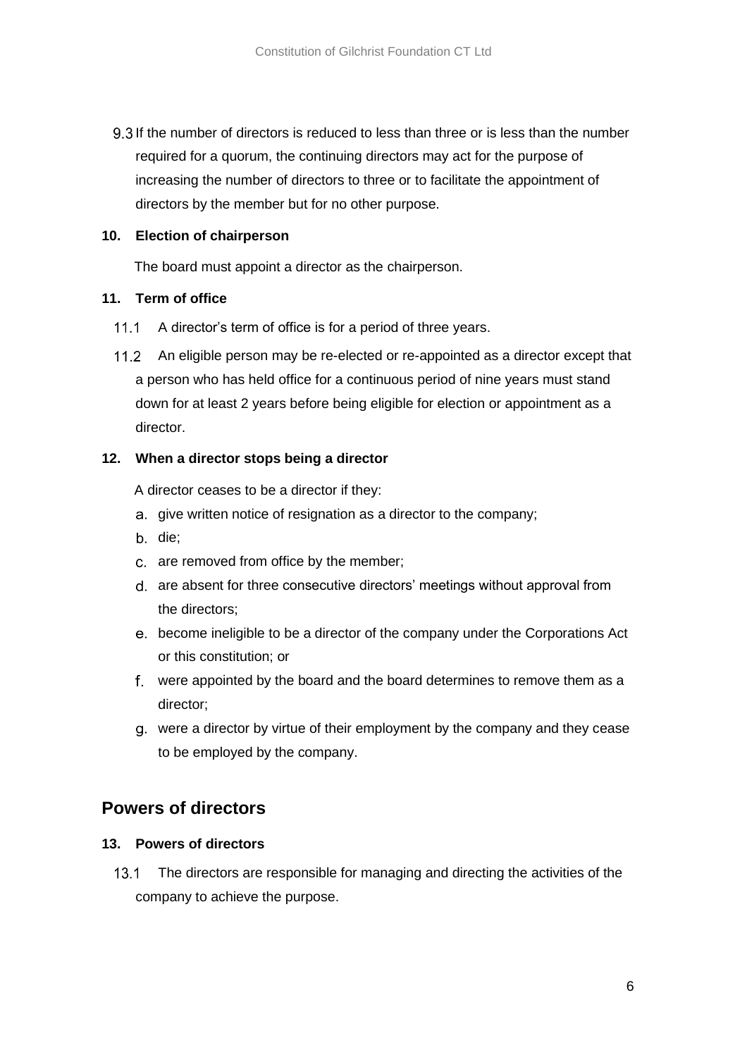9.3 If the number of directors is reduced to less than three or is less than the number required for a quorum, the continuing directors may act for the purpose of increasing the number of directors to three or to facilitate the appointment of directors by the member but for no other purpose.

**10. Election of chairperson**

The board must appoint a director as the chairperson.

**11. Term of office**

11.1 A director's term of office is for a period of three years.

11.2 An eligible person may be re-elected or re-appointed as a director except that a person who has held office for a continuous period of nine years must stand down for at least 2 years before being eligible for election or appointment as a director.

**12. When a director stops being a director**

A director ceases to be a director if they:

a. give written notice of resignation as a director to the company;

b. die;

c. are removed from office by the member;

d. are absent for three consecutive directors' meetings without approval from the directors;

e. become ineligible to be a director of the company under the Corporations Act or this constitution; or

f. were appointed by the board and the board determines to remove them as a director;

g. were a director by virtue of their employment by the company and they cease to be employed by the company.

## Powers of directors

**13. Powers of directors**

13.1 The directors are responsible for managing and directing the activities of the company to achieve the purpose.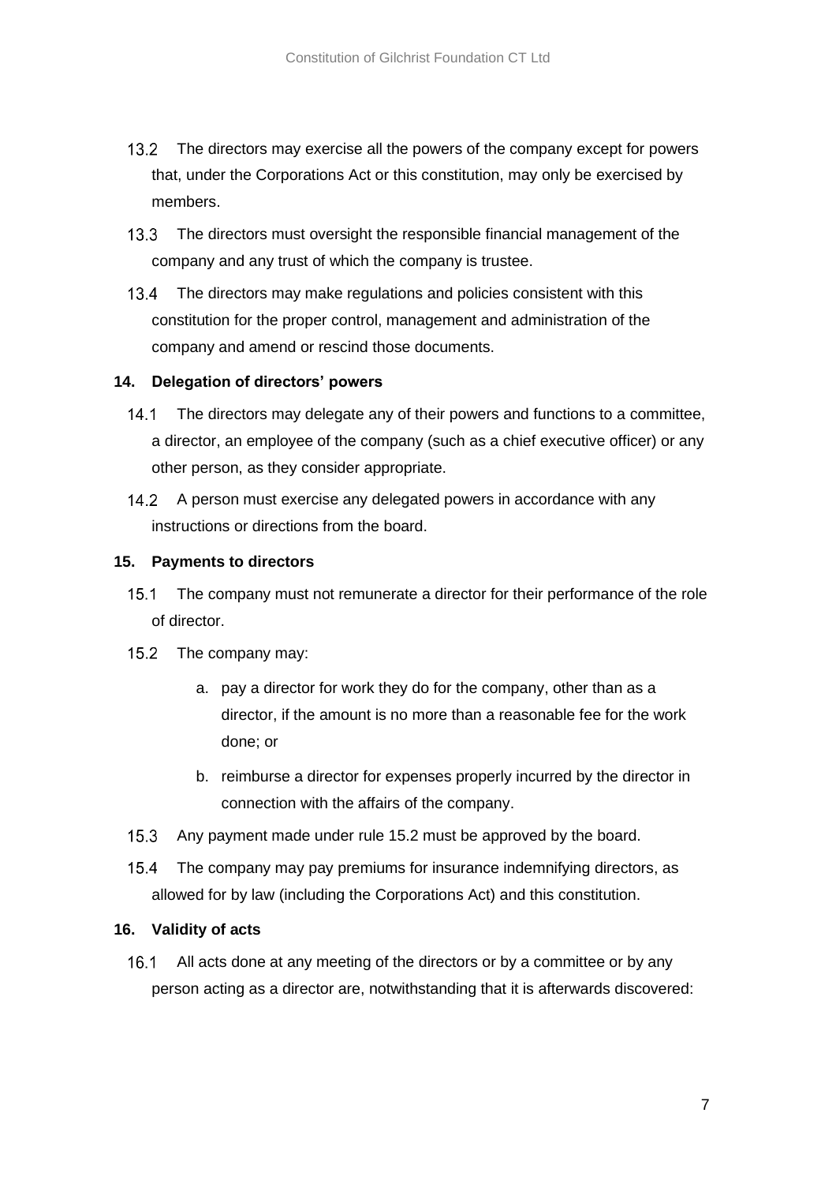13.2 The directors may exercise all the powers of the company except for powers that, under the Corporations Act or this constitution, may only be exercised by members.

13.3 The directors must oversight the responsible financial management of the company and any trust of which the company is trustee.

13.4 The directors may make regulations and policies consistent with this constitution for the proper control, management and administration of the company and amend or rescind those documents.

## 14. Delegation of directors' powers

14.1 The directors may delegate any of their powers and functions to a committee, a director, an employee of the company (such as a chief executive officer) or any other person, as they consider appropriate.

14.2 A person must exercise any delegated powers in accordance with any instructions or directions from the board.

## 15. Payments to directors

15.1 The company must not remunerate a director for their performance of the role of director.

15.2 The company may:

a. pay a director for work they do for the company, other than as a director, if the amount is no more than a reasonable fee for the work done; or

b. reimburse a director for expenses properly incurred by the director in connection with the affairs of the company.

15.3 Any payment made under rule 15.2 must be approved by the board.

15.4 The company may pay premiums for insurance indemnifying directors, as allowed for by law (including the Corporations Act) and this constitution.

## 16. Validity of acts

16.1 All acts done at any meeting of the directors or by a committee or by any person acting as a director are, notwithstanding that it is afterwards discovered: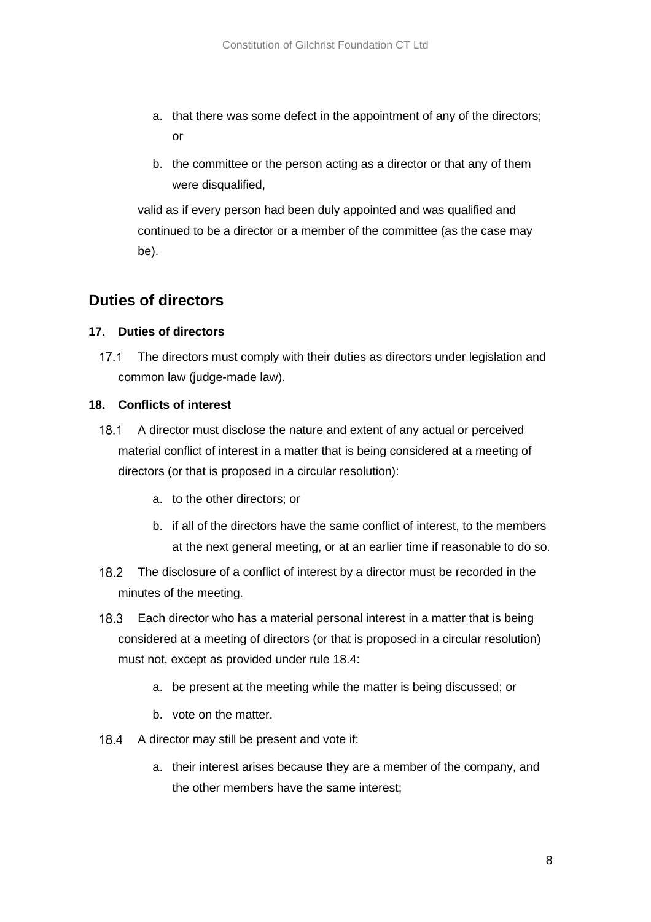a. that there was some defect in the appointment of any of the directors; or

b. the committee or the person acting as a director or that any of them were disqualified,

valid as if every person had been duly appointed and was qualified and continued to be a director or a member of the committee (as the case may be).

## Duties of directors

### 17. Duties of directors

17.1 The directors must comply with their duties as directors under legislation and common law (judge-made law).

### 18. Conflicts of interest

18.1 A director must disclose the nature and extent of any actual or perceived material conflict of interest in a matter that is being considered at a meeting of directors (or that is proposed in a circular resolution):

a. to the other directors; or

b. if all of the directors have the same conflict of interest, to the members at the next general meeting, or at an earlier time if reasonable to do so.

18.2 The disclosure of a conflict of interest by a director must be recorded in the minutes of the meeting.

18.3 Each director who has a material personal interest in a matter that is being considered at a meeting of directors (or that is proposed in a circular resolution) must not, except as provided under rule 18.4:

a. be present at the meeting while the matter is being discussed; or

b. vote on the matter.

18.4 A director may still be present and vote if:

a. their interest arises because they are a member of the company, and the other members have the same interest;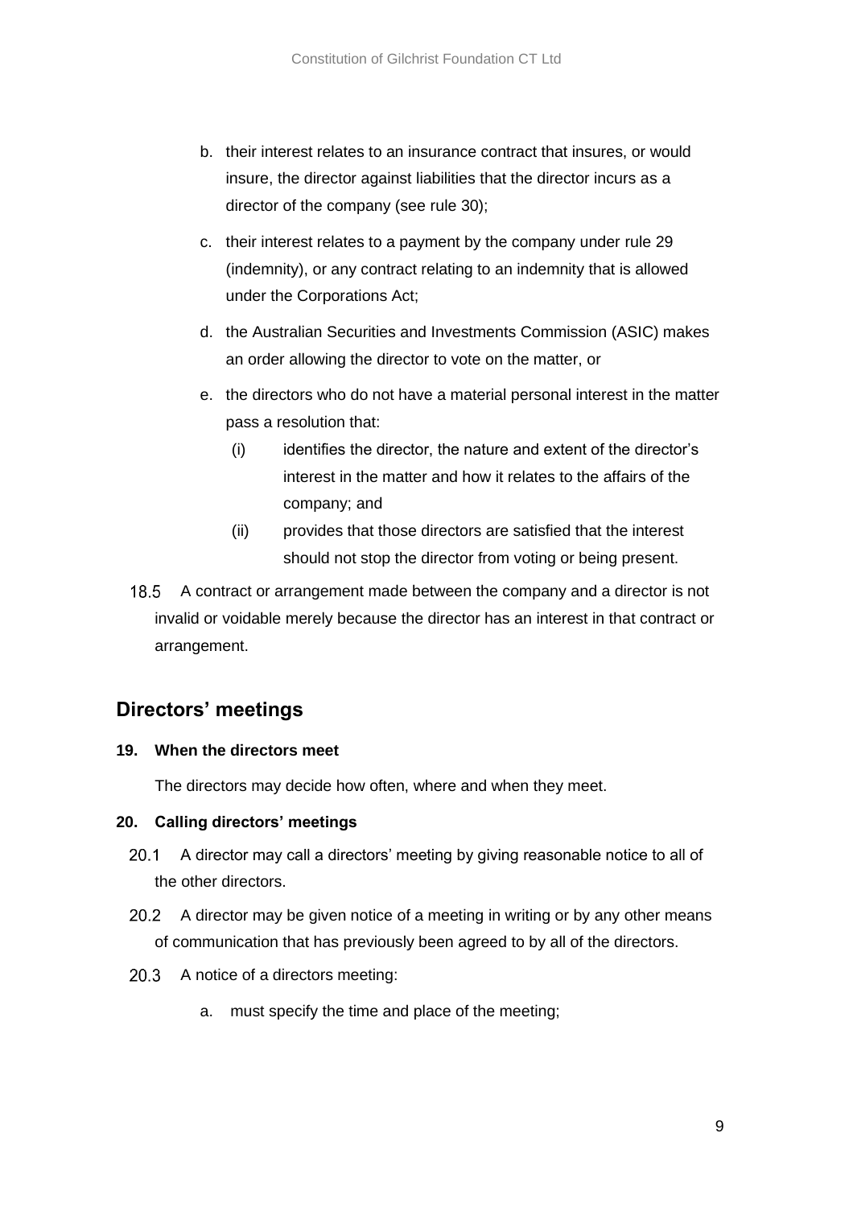b. their interest relates to an insurance contract that insures, or would insure, the director against liabilities that the director incurs as a director of the company (see rule 30);

c. their interest relates to a payment by the company under rule 29 (indemnity), or any contract relating to an indemnity that is allowed under the Corporations Act;

d. the Australian Securities and Investments Commission (ASIC) makes an order allowing the director to vote on the matter, or

e. the directors who do not have a material personal interest in the matter pass a resolution that:

   (i) identifies the director, the nature and extent of the director's interest in the matter and how it relates to the affairs of the company; and

   (ii) provides that those directors are satisfied that the interest should not stop the director from voting or being present.

18.5 A contract or arrangement made between the company and a director is not invalid or voidable merely because the director has an interest in that contract or arrangement.

## Directors' meetings

**19. When the directors meet**

The directors may decide how often, where and when they meet.

**20. Calling directors' meetings**

20.1 A director may call a directors' meeting by giving reasonable notice to all of the other directors.

20.2 A director may be given notice of a meeting in writing or by any other means of communication that has previously been agreed to by all of the directors.

20.3 A notice of a directors meeting:

a. must specify the time and place of the meeting;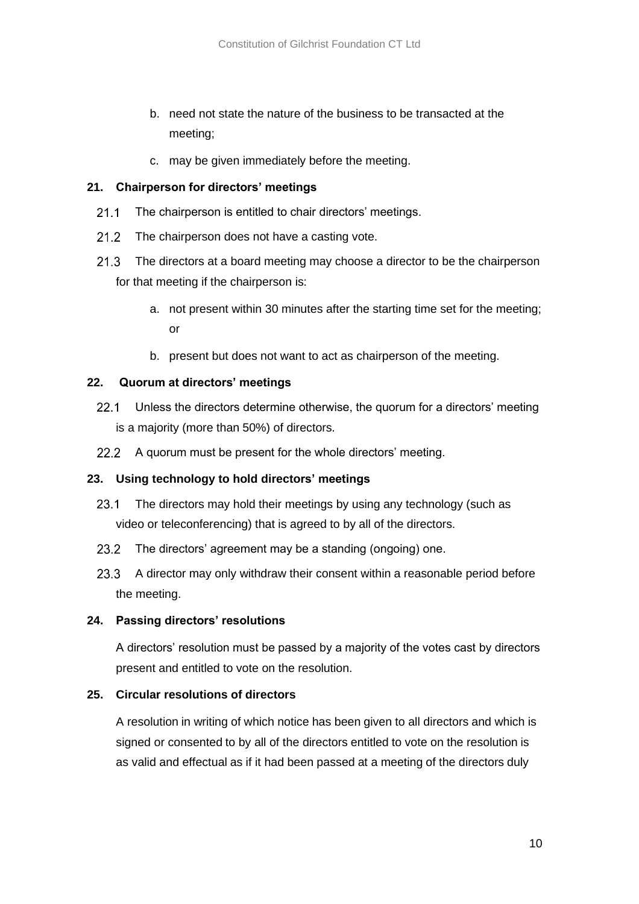b. need not state the nature of the business to be transacted at the meeting;

c. may be given immediately before the meeting.

### 21. Chairperson for directors' meetings

21.1 The chairperson is entitled to chair directors' meetings.

21.2 The chairperson does not have a casting vote.

21.3 The directors at a board meeting may choose a director to be the chairperson for that meeting if the chairperson is:

a. not present within 30 minutes after the starting time set for the meeting; or

b. present but does not want to act as chairperson of the meeting.

### 22. Quorum at directors' meetings

22.1 Unless the directors determine otherwise, the quorum for a directors' meeting is a majority (more than 50%) of directors.

22.2 A quorum must be present for the whole directors' meeting.

### 23. Using technology to hold directors' meetings

23.1 The directors may hold their meetings by using any technology (such as video or teleconferencing) that is agreed to by all of the directors.

23.2 The directors' agreement may be a standing (ongoing) one.

23.3 A director may only withdraw their consent within a reasonable period before the meeting.

### 24. Passing directors' resolutions

A directors' resolution must be passed by a majority of the votes cast by directors present and entitled to vote on the resolution.

### 25. Circular resolutions of directors

A resolution in writing of which notice has been given to all directors and which is signed or consented to by all of the directors entitled to vote on the resolution is as valid and effectual as if it had been passed at a meeting of the directors duly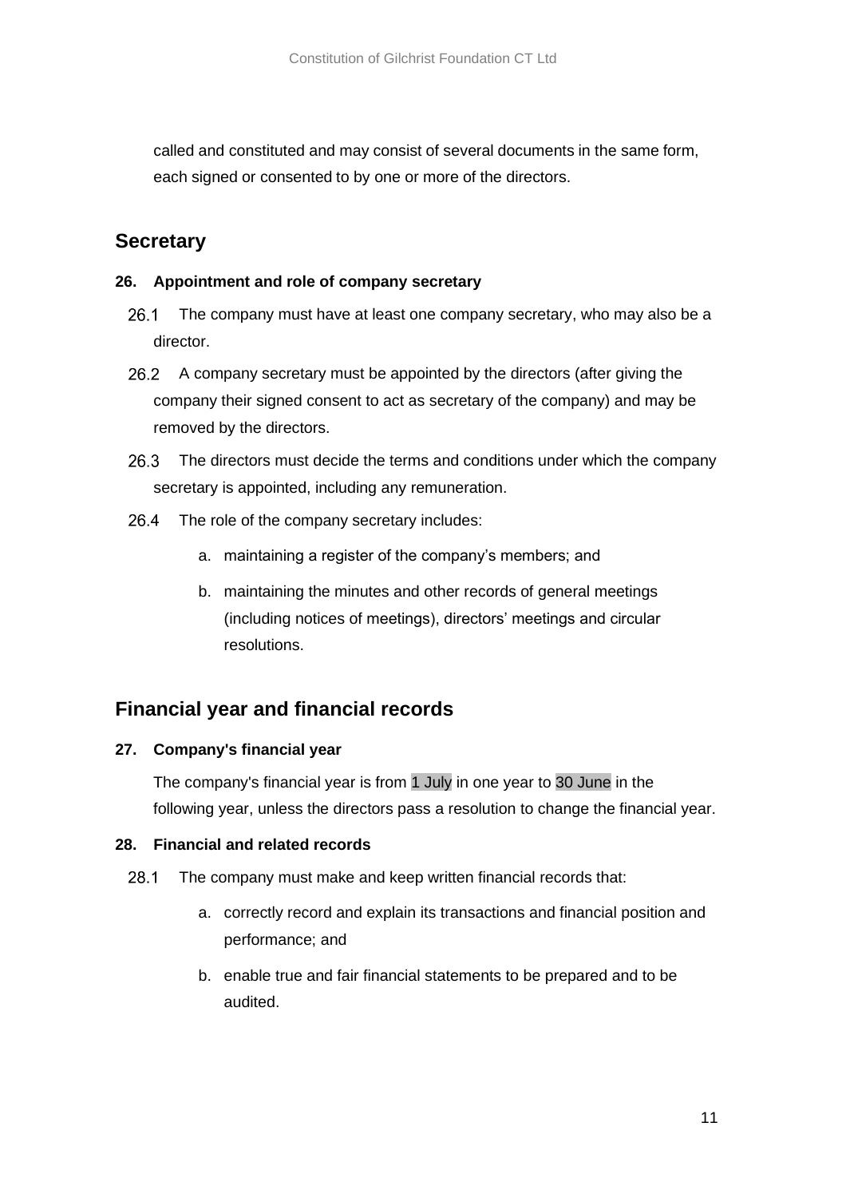called and constituted and may consist of several documents in the same form, each signed or consented to by one or more of the directors.

## Secretary

**26. Appointment and role of company secretary**

26.1 The company must have at least one company secretary, who may also be a director.

26.2 A company secretary must be appointed by the directors (after giving the company their signed consent to act as secretary of the company) and may be removed by the directors.

26.3 The directors must decide the terms and conditions under which the company secretary is appointed, including any remuneration.

26.4 The role of the company secretary includes:

a. maintaining a register of the company's members; and

b. maintaining the minutes and other records of general meetings (including notices of meetings), directors' meetings and circular resolutions.

## Financial year and financial records

**27. Company's financial year**

The company's financial year is from 1 July in one year to 30 June in the following year, unless the directors pass a resolution to change the financial year.

**28. Financial and related records**

28.1 The company must make and keep written financial records that:

a. correctly record and explain its transactions and financial position and performance; and

b. enable true and fair financial statements to be prepared and to be audited.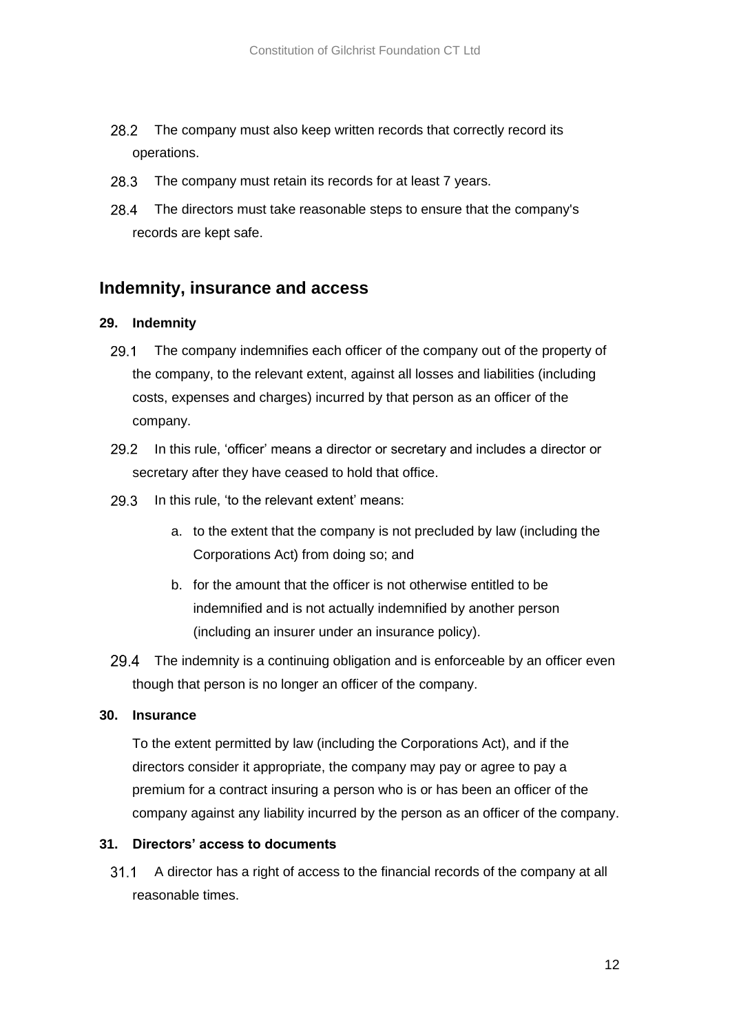28.2 The company must also keep written records that correctly record its operations.

28.3 The company must retain its records for at least 7 years.

28.4 The directors must take reasonable steps to ensure that the company's records are kept safe.

## Indemnity, insurance and access

### 29. Indemnity

29.1 The company indemnifies each officer of the company out of the property of the company, to the relevant extent, against all losses and liabilities (including costs, expenses and charges) incurred by that person as an officer of the company.

29.2 In this rule, 'officer' means a director or secretary and includes a director or secretary after they have ceased to hold that office.

29.3 In this rule, 'to the relevant extent' means:

a. to the extent that the company is not precluded by law (including the Corporations Act) from doing so; and

b. for the amount that the officer is not otherwise entitled to be indemnified and is not actually indemnified by another person (including an insurer under an insurance policy).

29.4 The indemnity is a continuing obligation and is enforceable by an officer even though that person is no longer an officer of the company.

### 30. Insurance

To the extent permitted by law (including the Corporations Act), and if the directors consider it appropriate, the company may pay or agree to pay a premium for a contract insuring a person who is or has been an officer of the company against any liability incurred by the person as an officer of the company.

### 31. Directors' access to documents

31.1 A director has a right of access to the financial records of the company at all reasonable times.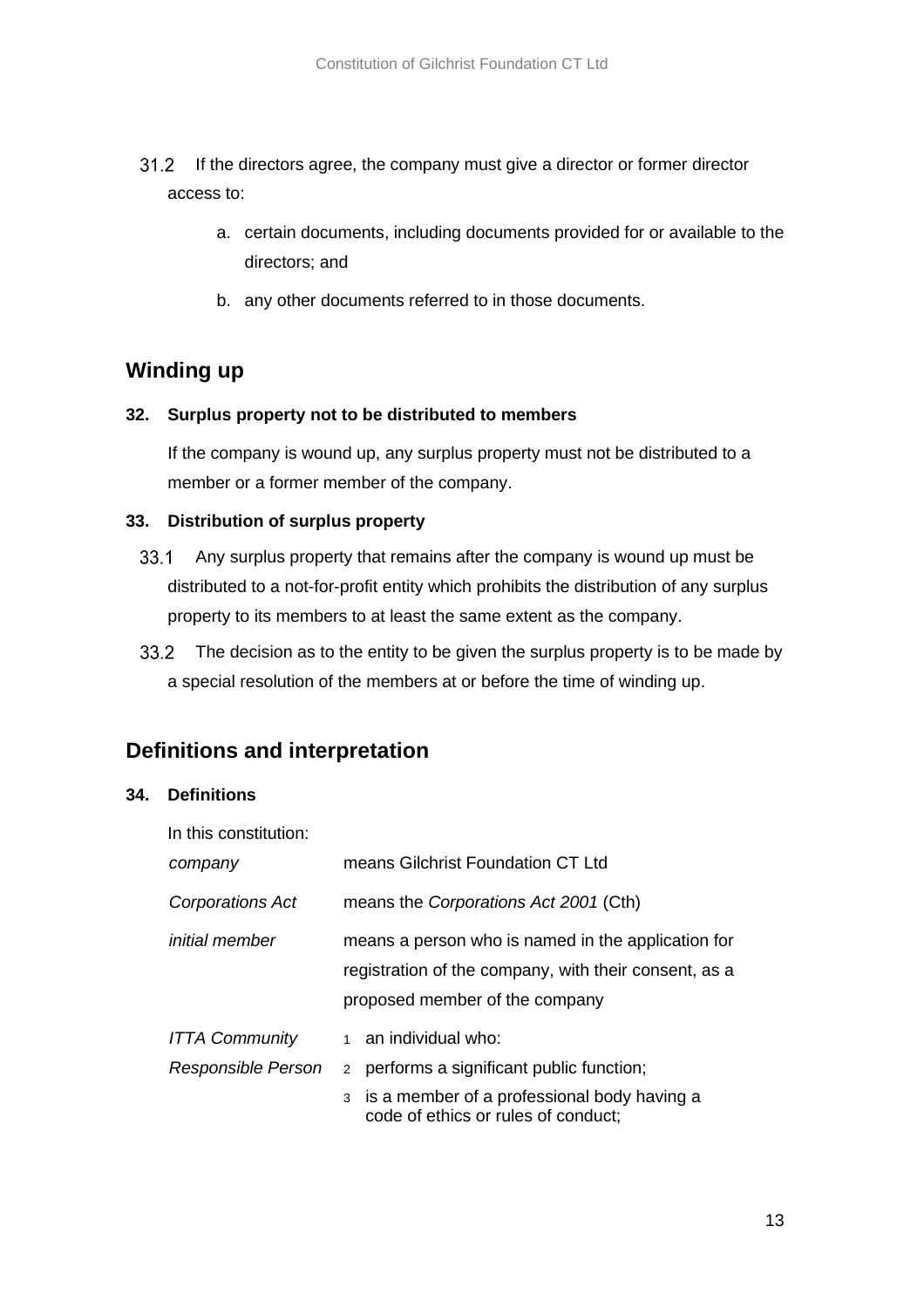31.2 If the directors agree, the company must give a director or former director access to:

a. certain documents, including documents provided for or available to the directors; and

b. any other documents referred to in those documents.

## Winding up

### 32. Surplus property not to be distributed to members

If the company is wound up, any surplus property must not be distributed to a member or a former member of the company.

### 33. Distribution of surplus property

33.1 Any surplus property that remains after the company is wound up must be distributed to a not-for-profit entity which prohibits the distribution of any surplus property to its members to at least the same extent as the company.

33.2 The decision as to the entity to be given the surplus property is to be made by a special resolution of the members at or before the time of winding up.

## Definitions and interpretation

### 34. Definitions

In this constitution:

| | |
|---|---|
| *company* | means Gilchrist Foundation CT Ltd |
| *Corporations Act* | means the *Corporations Act 2001* (Cth) |
| *initial member* | means a person who is named in the application for registration of the company, with their consent, as a proposed member of the company |
| *ITTA Community Responsible Person* | 1 an individual who:<br>2 performs a significant public function;<br>3 is a member of a professional body having a code of ethics or rules of conduct; |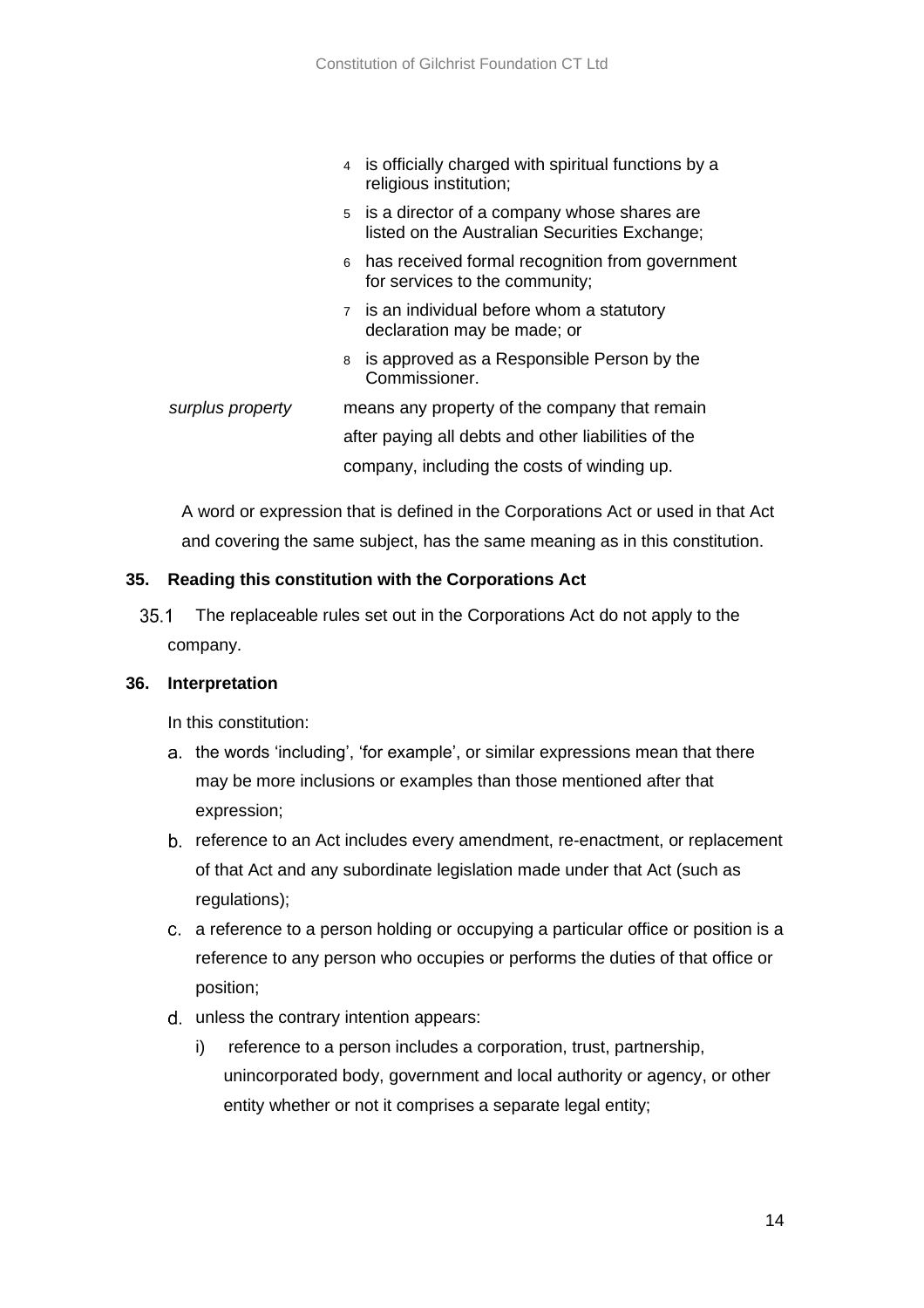4. is officially charged with spiritual functions by a religious institution;
5. is a director of a company whose shares are listed on the Australian Securities Exchange;
6. has received formal recognition from government for services to the community;
7. is an individual before whom a statutory declaration may be made; or
8. is approved as a Responsible Person by the Commissioner.

| | |
|---|---|
| *surplus property* | means any property of the company that remain after paying all debts and other liabilities of the company, including the costs of winding up. |

A word or expression that is defined in the Corporations Act or used in that Act and covering the same subject, has the same meaning as in this constitution.

**35. Reading this constitution with the Corporations Act**

35.1 The replaceable rules set out in the Corporations Act do not apply to the company.

**36. Interpretation**

In this constitution:

a. the words 'including', 'for example', or similar expressions mean that there may be more inclusions or examples than those mentioned after that expression;

b. reference to an Act includes every amendment, re-enactment, or replacement of that Act and any subordinate legislation made under that Act (such as regulations);

c. a reference to a person holding or occupying a particular office or position is a reference to any person who occupies or performs the duties of that office or position;

d. unless the contrary intention appears:

   i) reference to a person includes a corporation, trust, partnership, unincorporated body, government and local authority or agency, or other entity whether or not it comprises a separate legal entity;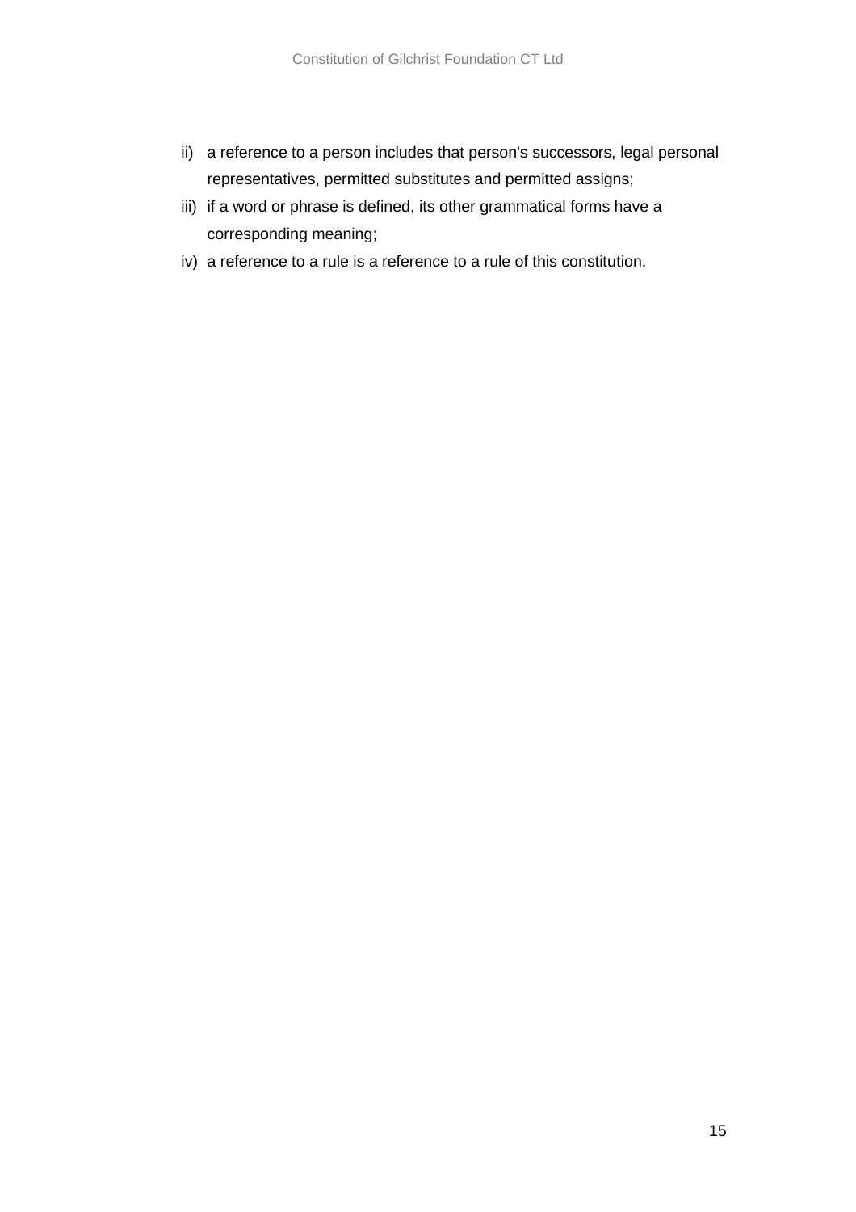ii) a reference to a person includes that person's successors, legal personal representatives, permitted substitutes and permitted assigns;

iii) if a word or phrase is defined, its other grammatical forms have a corresponding meaning;

iv) a reference to a rule is a reference to a rule of this constitution.